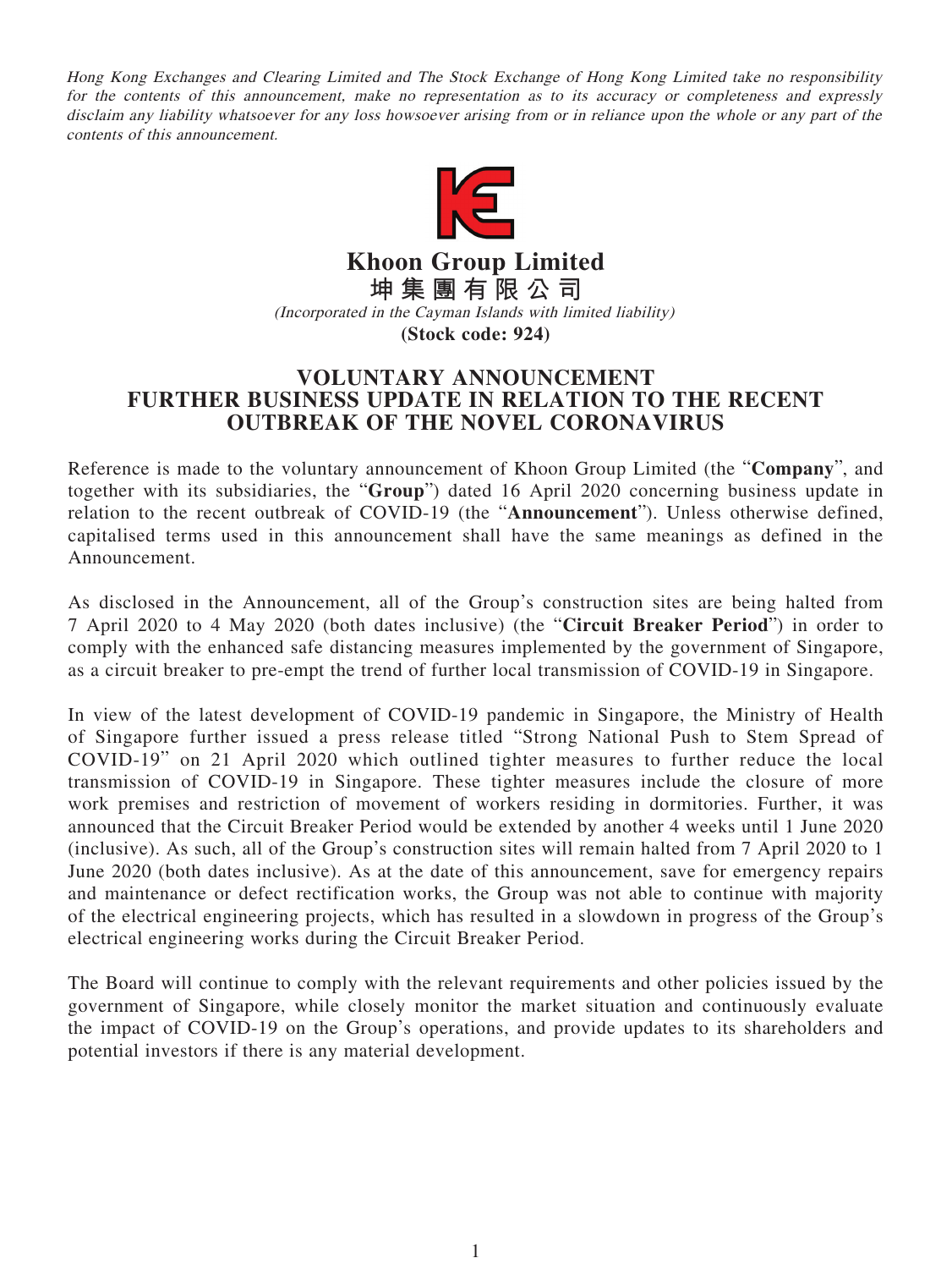*Hong Kong Exchanges and Clearing Limited and The Stock Exchange of Hong Kong Limited take no responsibility for the contents of this announcement, make no representation as to its accuracy or completeness and expressly disclaim any liability whatsoever for any loss howsoever arising from or in reliance upon the whole or any part of the contents of this announcement.*

# Khoon Group Limited
# 坤集團有限公司

*(Incorporated in the Cayman Islands with limited liability)*

**(Stock code: 924)**

## VOLUNTARY ANNOUNCEMENT
## FURTHER BUSINESS UPDATE IN RELATION TO THE RECENT OUTBREAK OF THE NOVEL CORONAVIRUS

Reference is made to the voluntary announcement of Khoon Group Limited (the "**Company**", and together with its subsidiaries, the "**Group**") dated 16 April 2020 concerning business update in relation to the recent outbreak of COVID-19 (the "**Announcement**"). Unless otherwise defined, capitalised terms used in this announcement shall have the same meanings as defined in the Announcement.

As disclosed in the Announcement, all of the Group's construction sites are being halted from 7 April 2020 to 4 May 2020 (both dates inclusive) (the "**Circuit Breaker Period**") in order to comply with the enhanced safe distancing measures implemented by the government of Singapore, as a circuit breaker to pre-empt the trend of further local transmission of COVID-19 in Singapore.

In view of the latest development of COVID-19 pandemic in Singapore, the Ministry of Health of Singapore further issued a press release titled "Strong National Push to Stem Spread of COVID-19" on 21 April 2020 which outlined tighter measures to further reduce the local transmission of COVID-19 in Singapore. These tighter measures include the closure of more work premises and restriction of movement of workers residing in dormitories. Further, it was announced that the Circuit Breaker Period would be extended by another 4 weeks until 1 June 2020 (inclusive). As such, all of the Group's construction sites will remain halted from 7 April 2020 to 1 June 2020 (both dates inclusive). As at the date of this announcement, save for emergency repairs and maintenance or defect rectification works, the Group was not able to continue with majority of the electrical engineering projects, which has resulted in a slowdown in progress of the Group's electrical engineering works during the Circuit Breaker Period.

The Board will continue to comply with the relevant requirements and other policies issued by the government of Singapore, while closely monitor the market situation and continuously evaluate the impact of COVID-19 on the Group's operations, and provide updates to its shareholders and potential investors if there is any material development.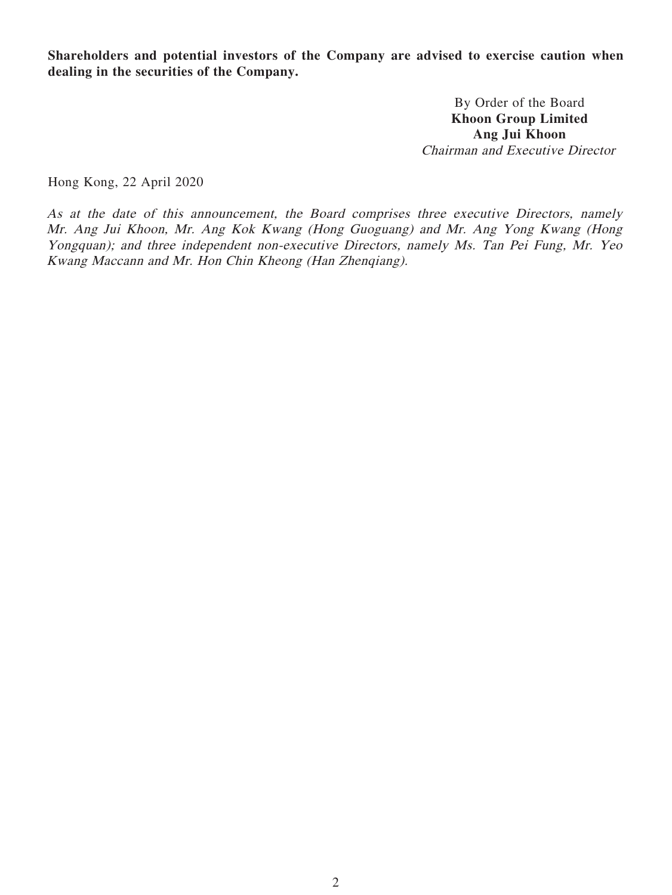**Shareholders and potential investors of the Company are advised to exercise caution when dealing in the securities of the Company.**

By Order of the Board
**Khoon Group Limited**
**Ang Jui Khoon**
*Chairman and Executive Director*

Hong Kong, 22 April 2020

*As at the date of this announcement, the Board comprises three executive Directors, namely Mr. Ang Jui Khoon, Mr. Ang Kok Kwang (Hong Guoguang) and Mr. Ang Yong Kwang (Hong Yongquan); and three independent non-executive Directors, namely Ms. Tan Pei Fung, Mr. Yeo Kwang Maccann and Mr. Hon Chin Kheong (Han Zhenqiang).*